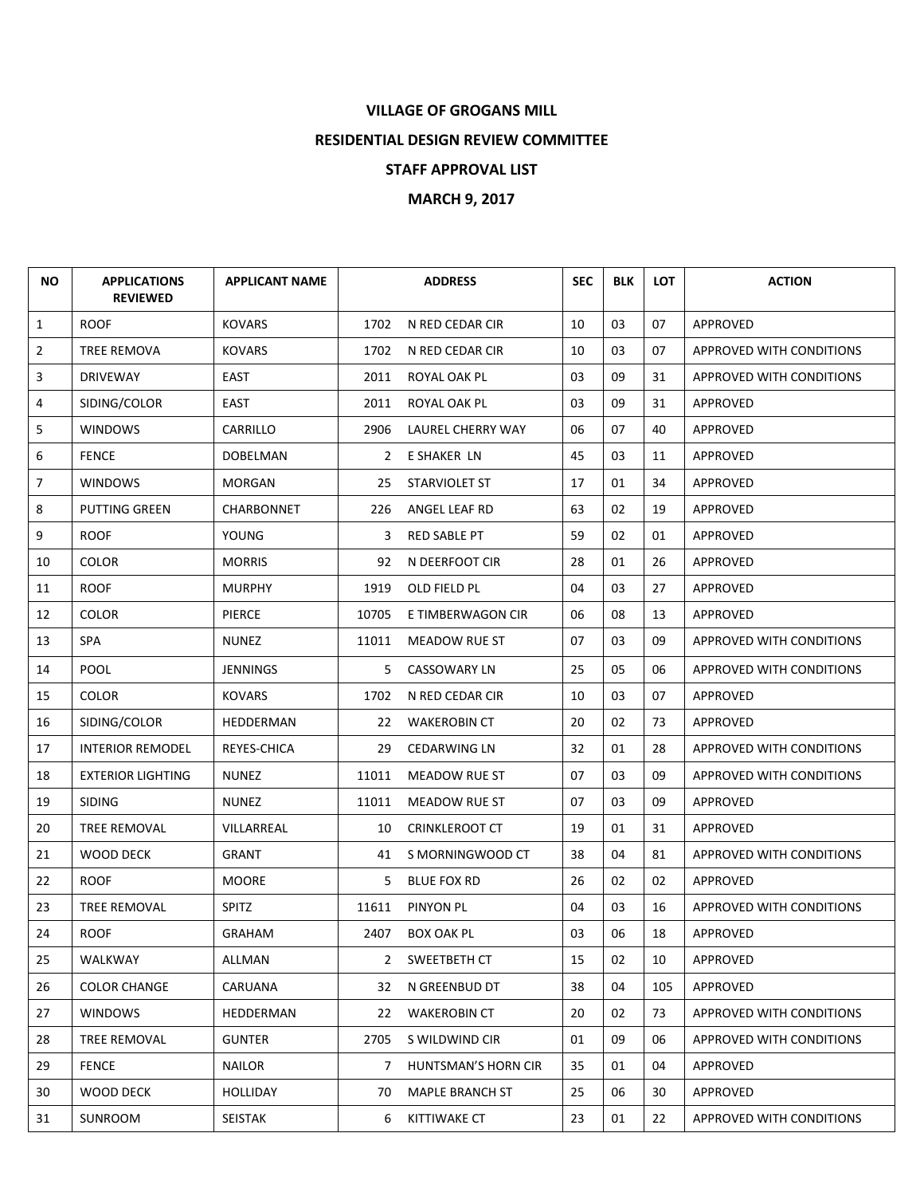**VILLAGE OF GROGANS MILL**

**RESIDENTIAL DESIGN REVIEW COMMITTEE**

**STAFF APPROVAL LIST**

**MARCH 9, 2017**

| NO | APPLICATIONS REVIEWED | APPLICANT NAME | ADDRESS | | SEC | BLK | LOT | ACTION |
|---|---|---|---|---|---|---|---|---|
| 1 | ROOF | KOVARS | 1702 | N RED CEDAR CIR | 10 | 03 | 07 | APPROVED |
| 2 | TREE REMOVA | KOVARS | 1702 | N RED CEDAR CIR | 10 | 03 | 07 | APPROVED WITH CONDITIONS |
| 3 | DRIVEWAY | EAST | 2011 | ROYAL OAK PL | 03 | 09 | 31 | APPROVED WITH CONDITIONS |
| 4 | SIDING/COLOR | EAST | 2011 | ROYAL OAK PL | 03 | 09 | 31 | APPROVED |
| 5 | WINDOWS | CARRILLO | 2906 | LAUREL CHERRY WAY | 06 | 07 | 40 | APPROVED |
| 6 | FENCE | DOBELMAN | 2 | E SHAKER LN | 45 | 03 | 11 | APPROVED |
| 7 | WINDOWS | MORGAN | 25 | STARVIOLET ST | 17 | 01 | 34 | APPROVED |
| 8 | PUTTING GREEN | CHARBONNET | 226 | ANGEL LEAF RD | 63 | 02 | 19 | APPROVED |
| 9 | ROOF | YOUNG | 3 | RED SABLE PT | 59 | 02 | 01 | APPROVED |
| 10 | COLOR | MORRIS | 92 | N DEERFOOT CIR | 28 | 01 | 26 | APPROVED |
| 11 | ROOF | MURPHY | 1919 | OLD FIELD PL | 04 | 03 | 27 | APPROVED |
| 12 | COLOR | PIERCE | 10705 | E TIMBERWAGON CIR | 06 | 08 | 13 | APPROVED |
| 13 | SPA | NUNEZ | 11011 | MEADOW RUE ST | 07 | 03 | 09 | APPROVED WITH CONDITIONS |
| 14 | POOL | JENNINGS | 5 | CASSOWARY LN | 25 | 05 | 06 | APPROVED WITH CONDITIONS |
| 15 | COLOR | KOVARS | 1702 | N RED CEDAR CIR | 10 | 03 | 07 | APPROVED |
| 16 | SIDING/COLOR | HEDDERMAN | 22 | WAKEROBIN CT | 20 | 02 | 73 | APPROVED |
| 17 | INTERIOR REMODEL | REYES-CHICA | 29 | CEDARWING LN | 32 | 01 | 28 | APPROVED WITH CONDITIONS |
| 18 | EXTERIOR LIGHTING | NUNEZ | 11011 | MEADOW RUE ST | 07 | 03 | 09 | APPROVED WITH CONDITIONS |
| 19 | SIDING | NUNEZ | 11011 | MEADOW RUE ST | 07 | 03 | 09 | APPROVED |
| 20 | TREE REMOVAL | VILLARREAL | 10 | CRINKLEROOT CT | 19 | 01 | 31 | APPROVED |
| 21 | WOOD DECK | GRANT | 41 | S MORNINGWOOD CT | 38 | 04 | 81 | APPROVED WITH CONDITIONS |
| 22 | ROOF | MOORE | 5 | BLUE FOX RD | 26 | 02 | 02 | APPROVED |
| 23 | TREE REMOVAL | SPITZ | 11611 | PINYON PL | 04 | 03 | 16 | APPROVED WITH CONDITIONS |
| 24 | ROOF | GRAHAM | 2407 | BOX OAK PL | 03 | 06 | 18 | APPROVED |
| 25 | WALKWAY | ALLMAN | 2 | SWEETBETH CT | 15 | 02 | 10 | APPROVED |
| 26 | COLOR CHANGE | CARUANA | 32 | N GREENBUD DT | 38 | 04 | 105 | APPROVED |
| 27 | WINDOWS | HEDDERMAN | 22 | WAKEROBIN CT | 20 | 02 | 73 | APPROVED WITH CONDITIONS |
| 28 | TREE REMOVAL | GUNTER | 2705 | S WILDWIND CIR | 01 | 09 | 06 | APPROVED WITH CONDITIONS |
| 29 | FENCE | NAILOR | 7 | HUNTSMAN'S HORN CIR | 35 | 01 | 04 | APPROVED |
| 30 | WOOD DECK | HOLLIDAY | 70 | MAPLE BRANCH ST | 25 | 06 | 30 | APPROVED |
| 31 | SUNROOM | SEISTAK | 6 | KITTIWAKE CT | 23 | 01 | 22 | APPROVED WITH CONDITIONS |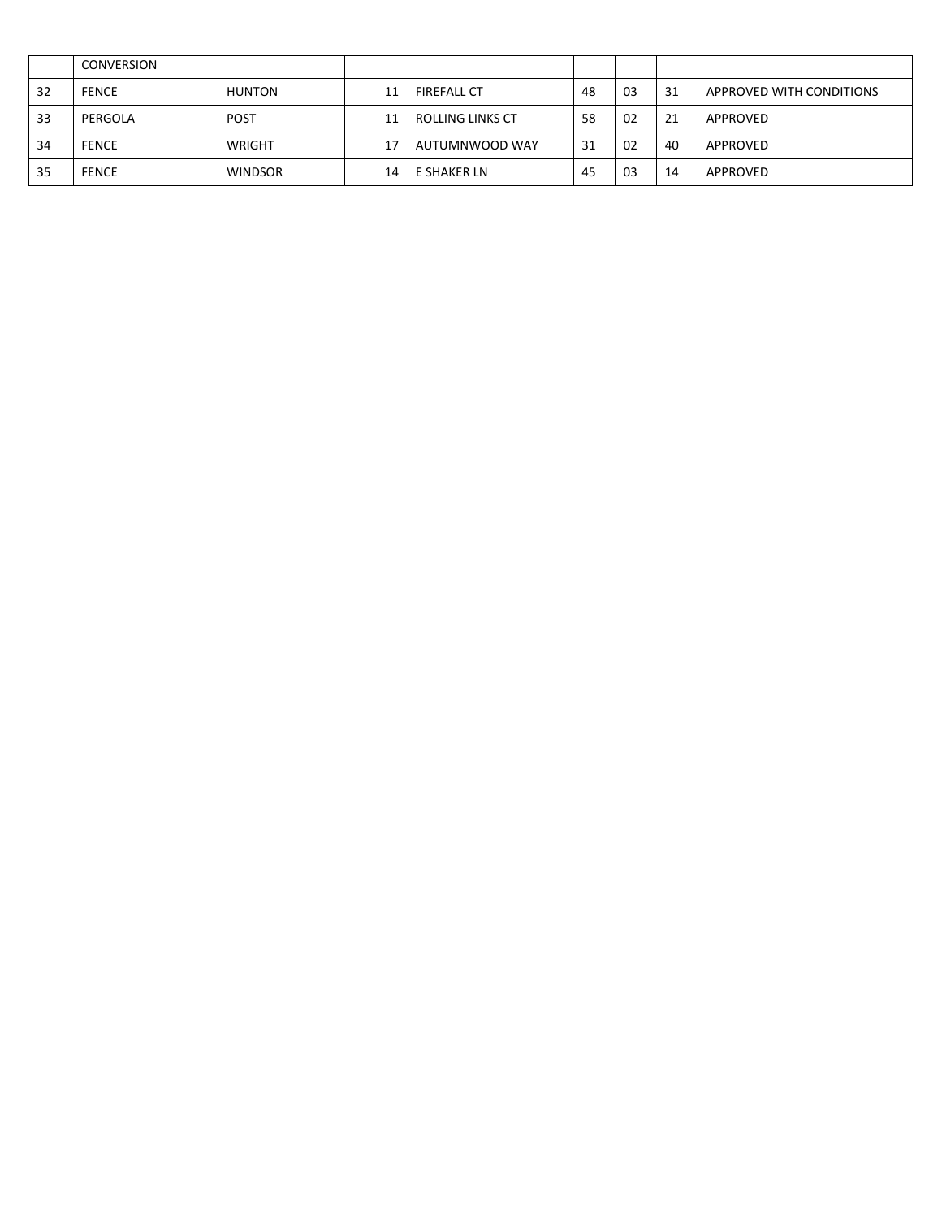| | | | | | | | | |
|---|---|---|---|---|---|---|---|---|
| | CONVERSION | | | | | | | |
| 32 | FENCE | HUNTON | 11 | FIREFALL CT | 48 | 03 | 31 | APPROVED WITH CONDITIONS |
| 33 | PERGOLA | POST | 11 | ROLLING LINKS CT | 58 | 02 | 21 | APPROVED |
| 34 | FENCE | WRIGHT | 17 | AUTUMNWOOD WAY | 31 | 02 | 40 | APPROVED |
| 35 | FENCE | WINDSOR | 14 | E SHAKER LN | 45 | 03 | 14 | APPROVED |